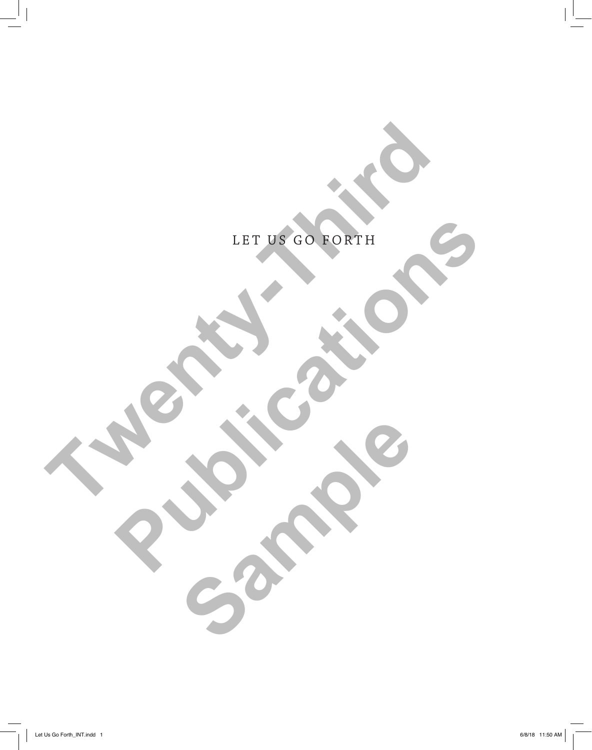# LET US GO FORTH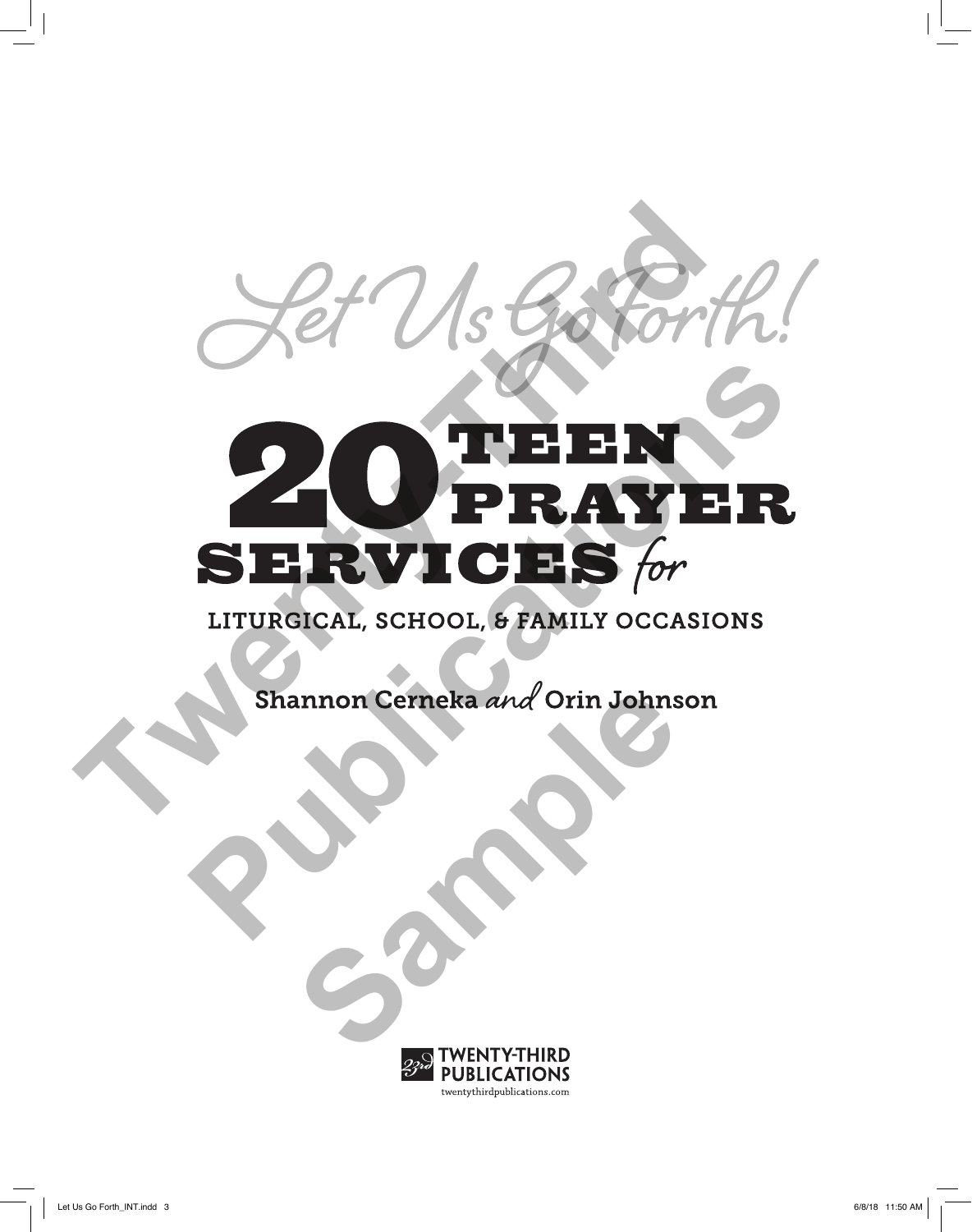# Let Us Go Forth!

# 20 TEEN PRAYER SERVICES *for*

## LITURGICAL, SCHOOL, & FAMILY OCCASIONS

**Shannon Cerneka** *and* **Orin Johnson**

TWENTY-THIRD PUBLICATIONS

twentythirdpublications.com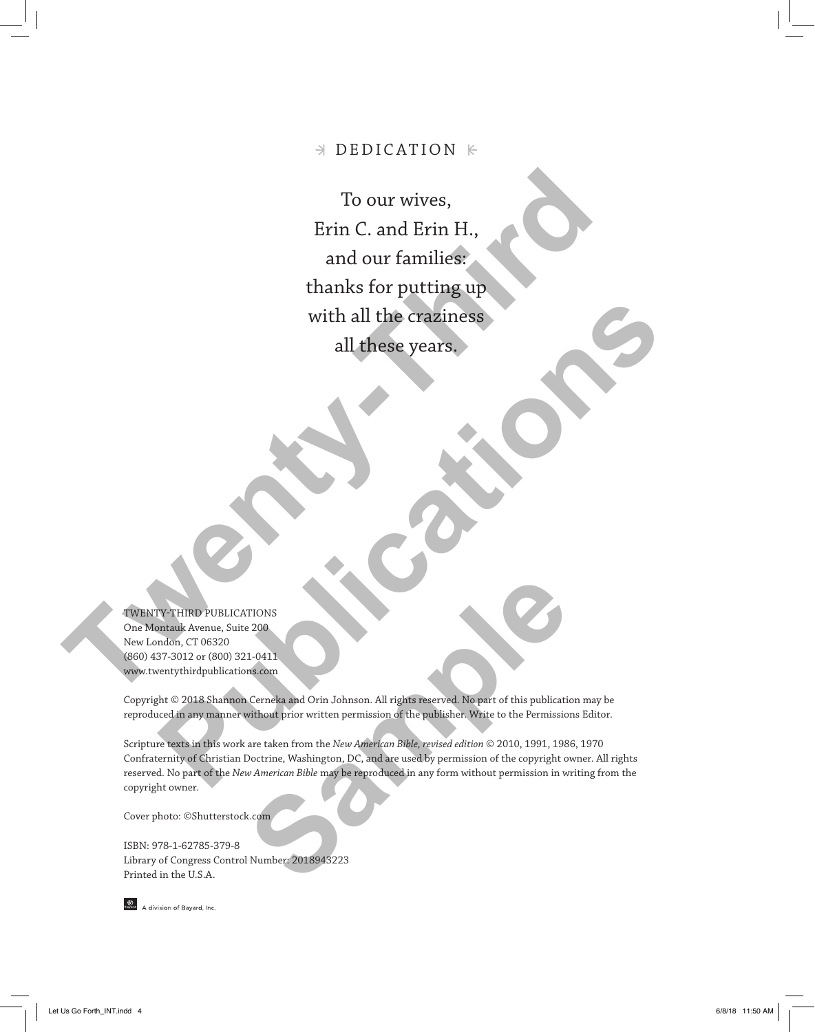# DEDICATION

To our wives,
Erin C. and Erin H.,
and our families:
thanks for putting up
with all the craziness
all these years.

TWENTY-THIRD PUBLICATIONS
One Montauk Avenue, Suite 200
New London, CT 06320
(860) 437-3012 or (800) 321-0411
www.twentythirdpublications.com

Copyright © 2018 Shannon Cerneka and Orin Johnson. All rights reserved. No part of this publication may be reproduced in any manner without prior written permission of the publisher. Write to the Permissions Editor.

Scripture texts in this work are taken from the *New American Bible, revised edition* © 2010, 1991, 1986, 1970 Confraternity of Christian Doctrine, Washington, DC, and are used by permission of the copyright owner. All rights reserved. No part of the *New American Bible* may be reproduced in any form without permission in writing from the copyright owner.

Cover photo: ©Shutterstock.com

ISBN: 978-1-62785-379-8
Library of Congress Control Number: 2018943223
Printed in the U.S.A.

A division of Bayard, Inc.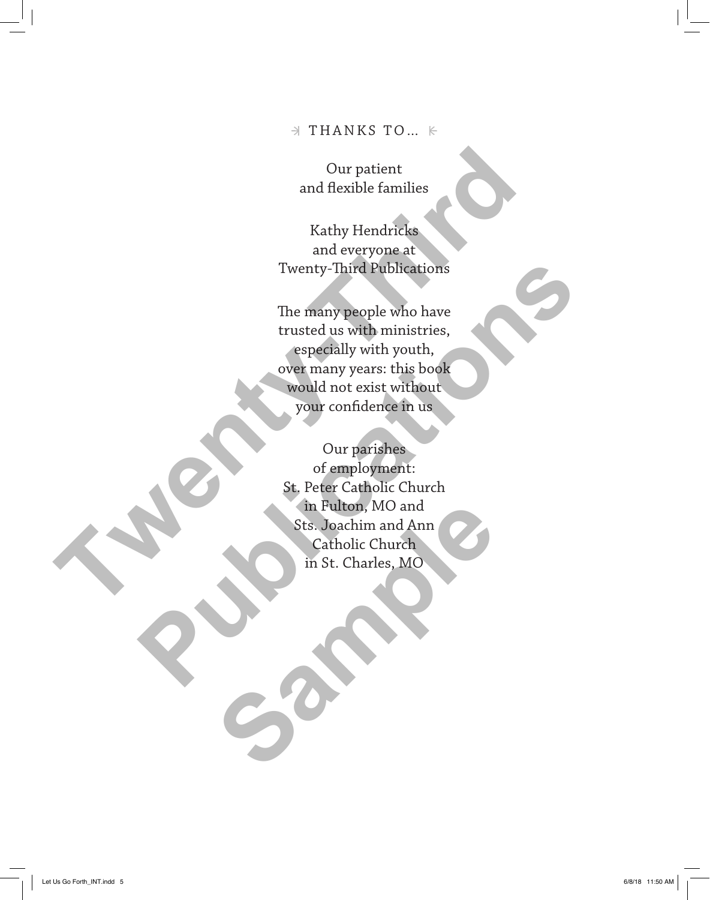## THANKS TO…

Our patient
and flexible families

Kathy Hendricks
and everyone at
Twenty-Third Publications

The many people who have
trusted us with ministries,
especially with youth,
over many years: this book
would not exist without
your confidence in us

Our parishes
of employment:
St. Peter Catholic Church
in Fulton, MO and
Sts. Joachim and Ann
Catholic Church
in St. Charles, MO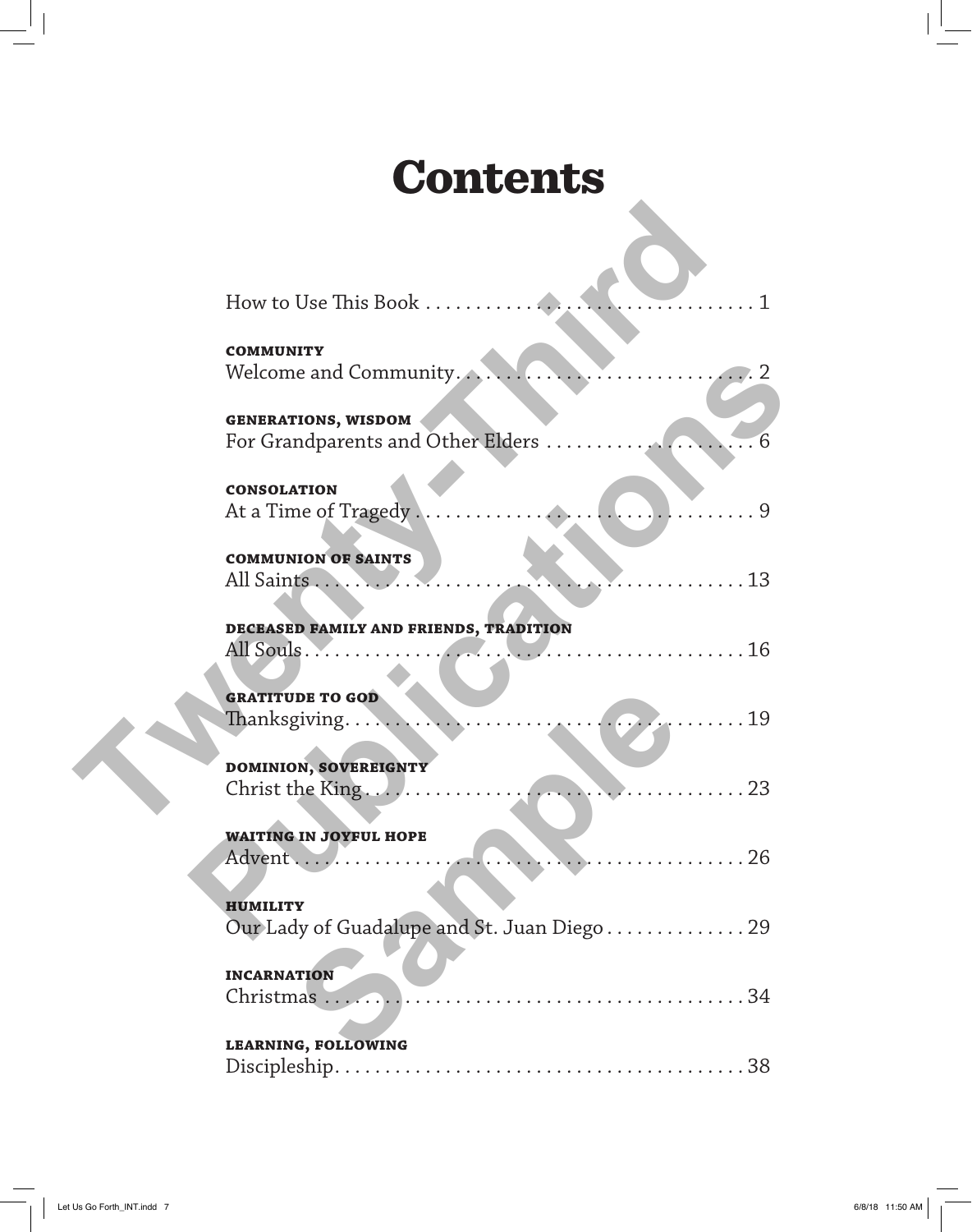# Contents

How to Use This Book . . . . . . . . . . . . . . . . . . . . . . . . . . . . . . . . . 1

**COMMUNITY**
Welcome and Community . . . . . . . . . . . . . . . . . . . . . . . . . . . . . 2

**GENERATIONS, WISDOM**
For Grandparents and Other Elders . . . . . . . . . . . . . . . . . . . . . 6

**CONSOLATION**
At a Time of Tragedy . . . . . . . . . . . . . . . . . . . . . . . . . . . . . . . . . 9

**COMMUNION OF SAINTS**
All Saints . . . . . . . . . . . . . . . . . . . . . . . . . . . . . . . . . . . . . . . . . . 13

**DECEASED FAMILY AND FRIENDS, TRADITION**
All Souls . . . . . . . . . . . . . . . . . . . . . . . . . . . . . . . . . . . . . . . . . . 16

**GRATITUDE TO GOD**
Thanksgiving . . . . . . . . . . . . . . . . . . . . . . . . . . . . . . . . . . . . . . . 19

**DOMINION, SOVEREIGNTY**
Christ the King . . . . . . . . . . . . . . . . . . . . . . . . . . . . . . . . . . . . . 23

**WAITING IN JOYFUL HOPE**
Advent . . . . . . . . . . . . . . . . . . . . . . . . . . . . . . . . . . . . . . . . . . . 26

**HUMILITY**
Our Lady of Guadalupe and St. Juan Diego . . . . . . . . . . . . . . 29

**INCARNATION**
Christmas . . . . . . . . . . . . . . . . . . . . . . . . . . . . . . . . . . . . . . . . . 34

**LEARNING, FOLLOWING**
Discipleship . . . . . . . . . . . . . . . . . . . . . . . . . . . . . . . . . . . . . . . . 38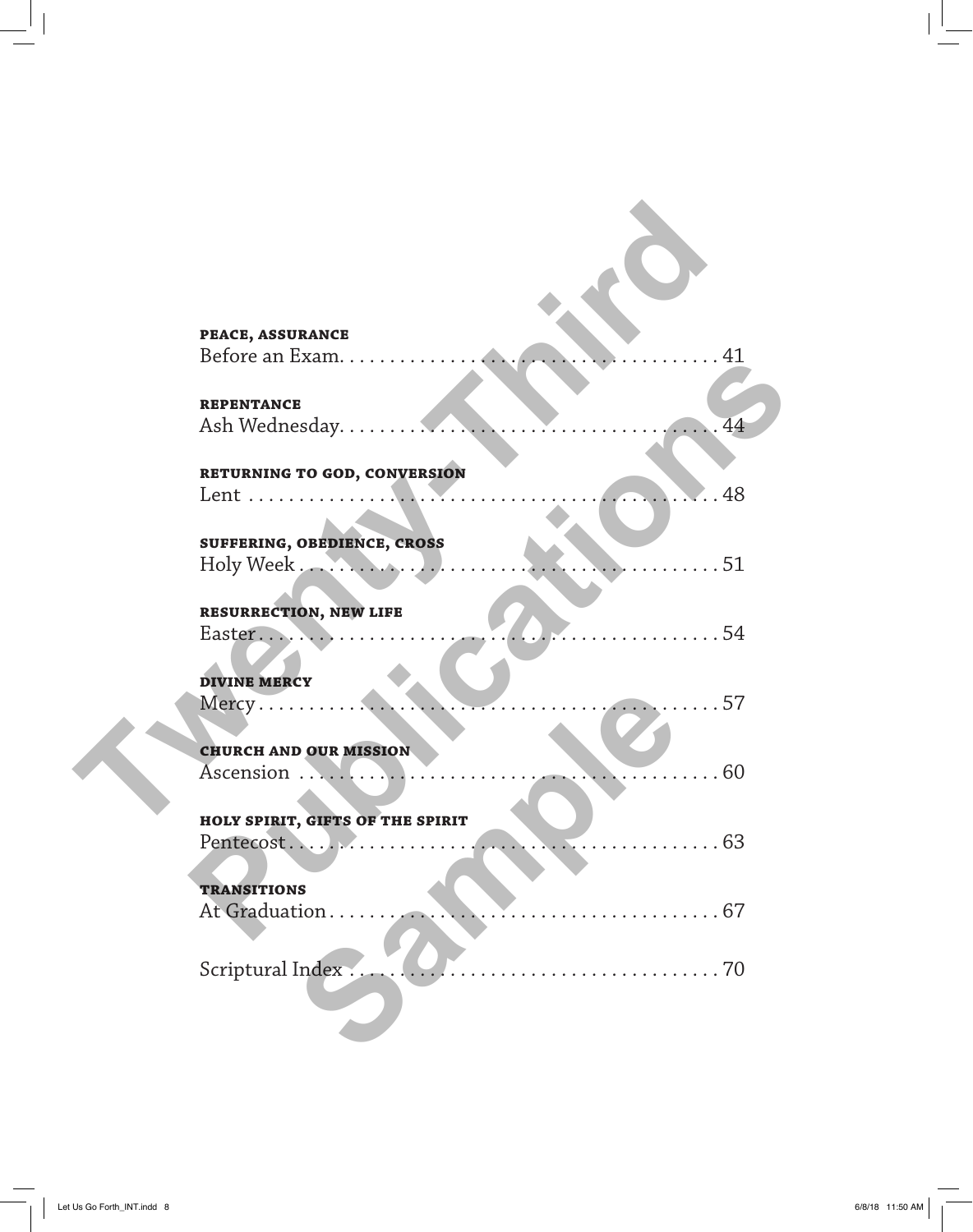**PEACE, ASSURANCE**
Before an Exam. . . . . . . . . . . . . . . . . . . . . . . . . . . . . . . . . . . . . . 41

**REPENTANCE**
Ash Wednesday. . . . . . . . . . . . . . . . . . . . . . . . . . . . . . . . . . . . . . 44

**RETURNING TO GOD, CONVERSION**
Lent . . . . . . . . . . . . . . . . . . . . . . . . . . . . . . . . . . . . . . . . . . . . . 48

**SUFFERING, OBEDIENCE, CROSS**
Holy Week . . . . . . . . . . . . . . . . . . . . . . . . . . . . . . . . . . . . . . . . 51

**RESURRECTION, NEW LIFE**
Easter . . . . . . . . . . . . . . . . . . . . . . . . . . . . . . . . . . . . . . . . . . . 54

**DIVINE MERCY**
Mercy . . . . . . . . . . . . . . . . . . . . . . . . . . . . . . . . . . . . . . . . . . . 57

**CHURCH AND OUR MISSION**
Ascension . . . . . . . . . . . . . . . . . . . . . . . . . . . . . . . . . . . . . . . . 60

**HOLY SPIRIT, GIFTS OF THE SPIRIT**
Pentecost . . . . . . . . . . . . . . . . . . . . . . . . . . . . . . . . . . . . . . . . 63

**TRANSITIONS**
At Graduation . . . . . . . . . . . . . . . . . . . . . . . . . . . . . . . . . . . . . 67

Scriptural Index . . . . . . . . . . . . . . . . . . . . . . . . . . . . . . . . . . . 70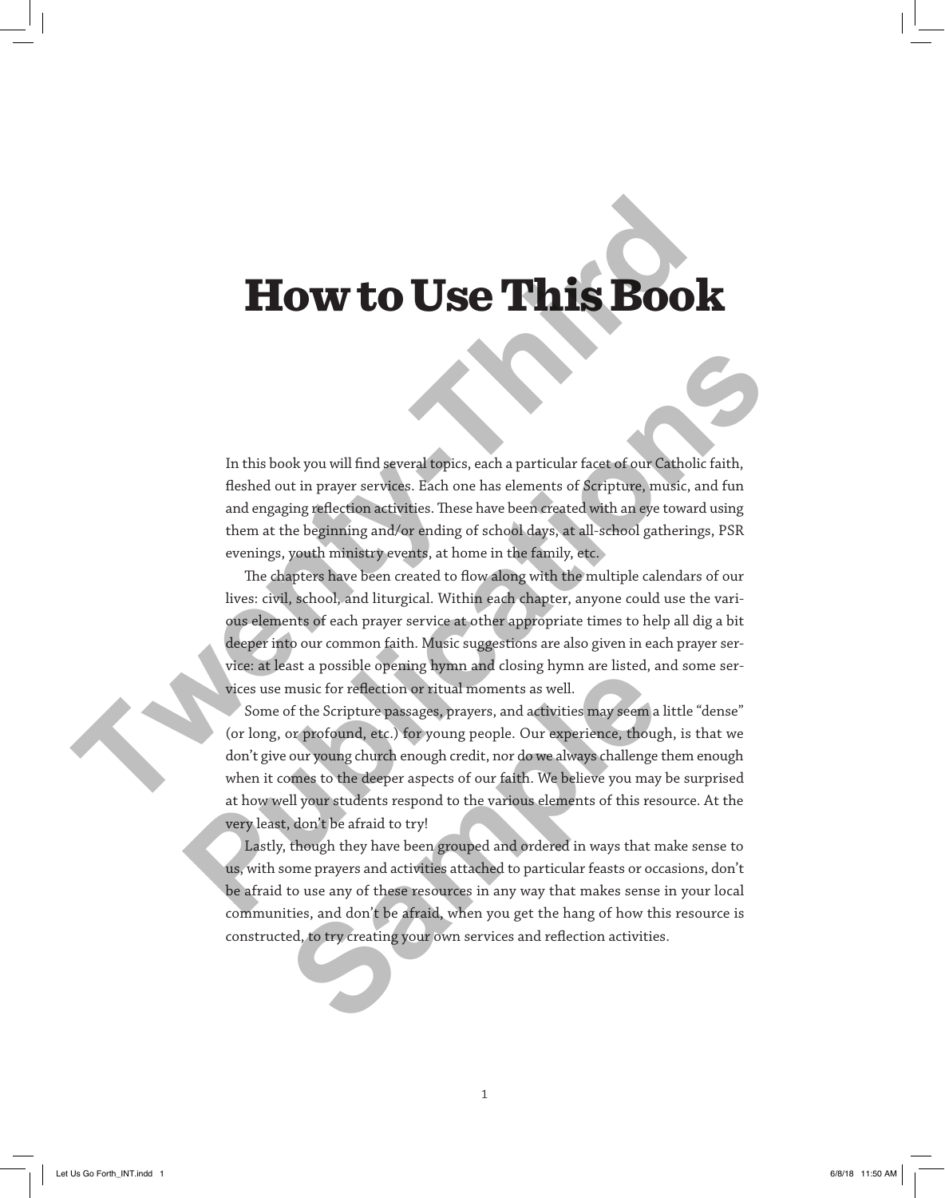# How to Use This Book

In this book you will find several topics, each a particular facet of our Catholic faith, fleshed out in prayer services. Each one has elements of Scripture, music, and fun and engaging reflection activities. These have been created with an eye toward using them at the beginning and/or ending of school days, at all-school gatherings, PSR evenings, youth ministry events, at home in the family, etc.

The chapters have been created to flow along with the multiple calendars of our lives: civil, school, and liturgical. Within each chapter, anyone could use the various elements of each prayer service at other appropriate times to help all dig a bit deeper into our common faith. Music suggestions are also given in each prayer service: at least a possible opening hymn and closing hymn are listed, and some services use music for reflection or ritual moments as well.

Some of the Scripture passages, prayers, and activities may seem a little "dense" (or long, or profound, etc.) for young people. Our experience, though, is that we don't give our young church enough credit, nor do we always challenge them enough when it comes to the deeper aspects of our faith. We believe you may be surprised at how well your students respond to the various elements of this resource. At the very least, don't be afraid to try!

Lastly, though they have been grouped and ordered in ways that make sense to us, with some prayers and activities attached to particular feasts or occasions, don't be afraid to use any of these resources in any way that makes sense in your local communities, and don't be afraid, when you get the hang of how this resource is constructed, to try creating your own services and reflection activities.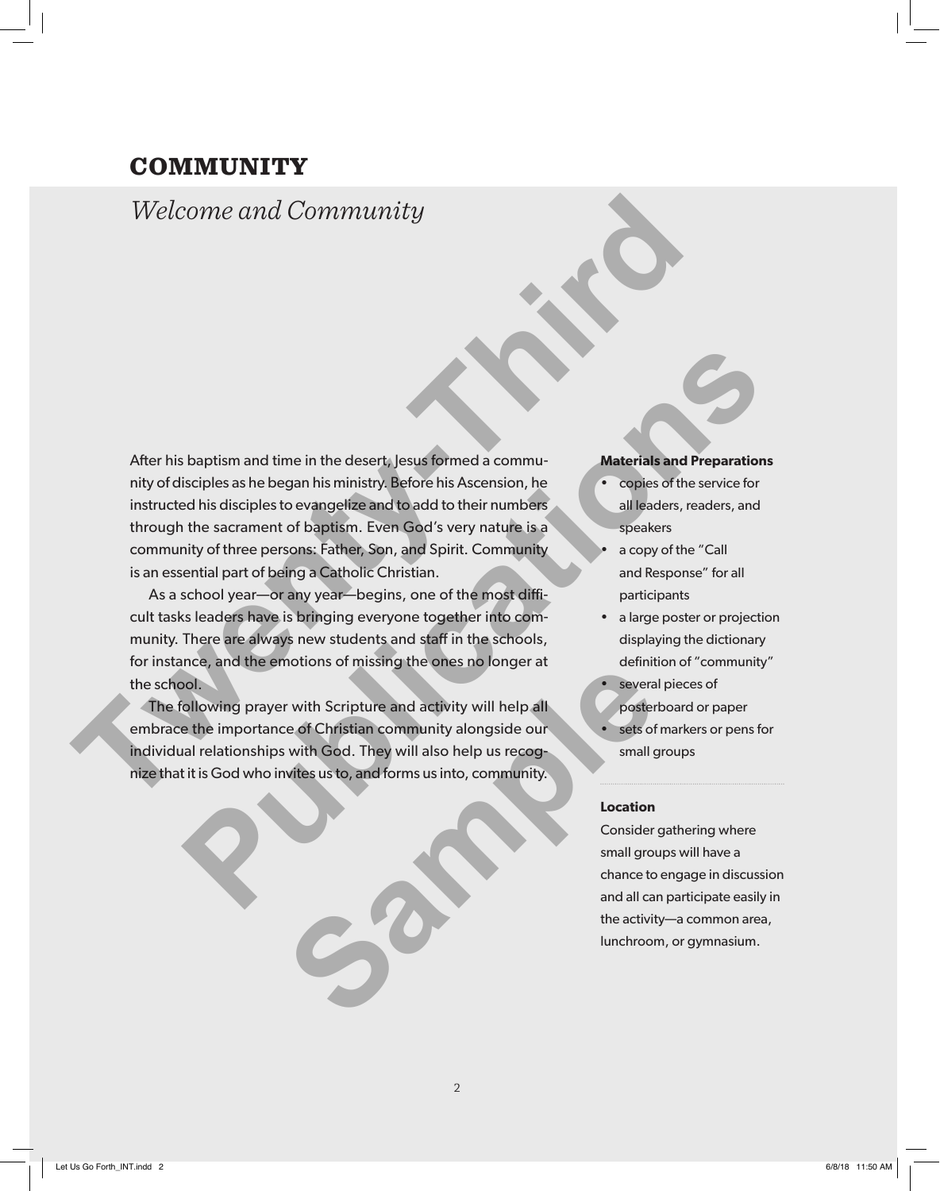# COMMUNITY

## *Welcome and Community*

After his baptism and time in the desert, Jesus formed a community of disciples as he began his ministry. Before his Ascension, he instructed his disciples to evangelize and to add to their numbers through the sacrament of baptism. Even God's very nature is a community of three persons: Father, Son, and Spirit. Community is an essential part of being a Catholic Christian.

As a school year—or any year—begins, one of the most difficult tasks leaders have is bringing everyone together into community. There are always new students and staff in the schools, for instance, and the emotions of missing the ones no longer at the school.

The following prayer with Scripture and activity will help all embrace the importance of Christian community alongside our individual relationships with God. They will also help us recognize that it is God who invites us to, and forms us into, community.

**Materials and Preparations**

- copies of the service for all leaders, readers, and speakers
- a copy of the "Call and Response" for all participants
- a large poster or projection displaying the dictionary definition of "community"
- several pieces of posterboard or paper
- sets of markers or pens for small groups

**Location**

Consider gathering where small groups will have a chance to engage in discussion and all can participate easily in the activity—a common area, lunchroom, or gymnasium.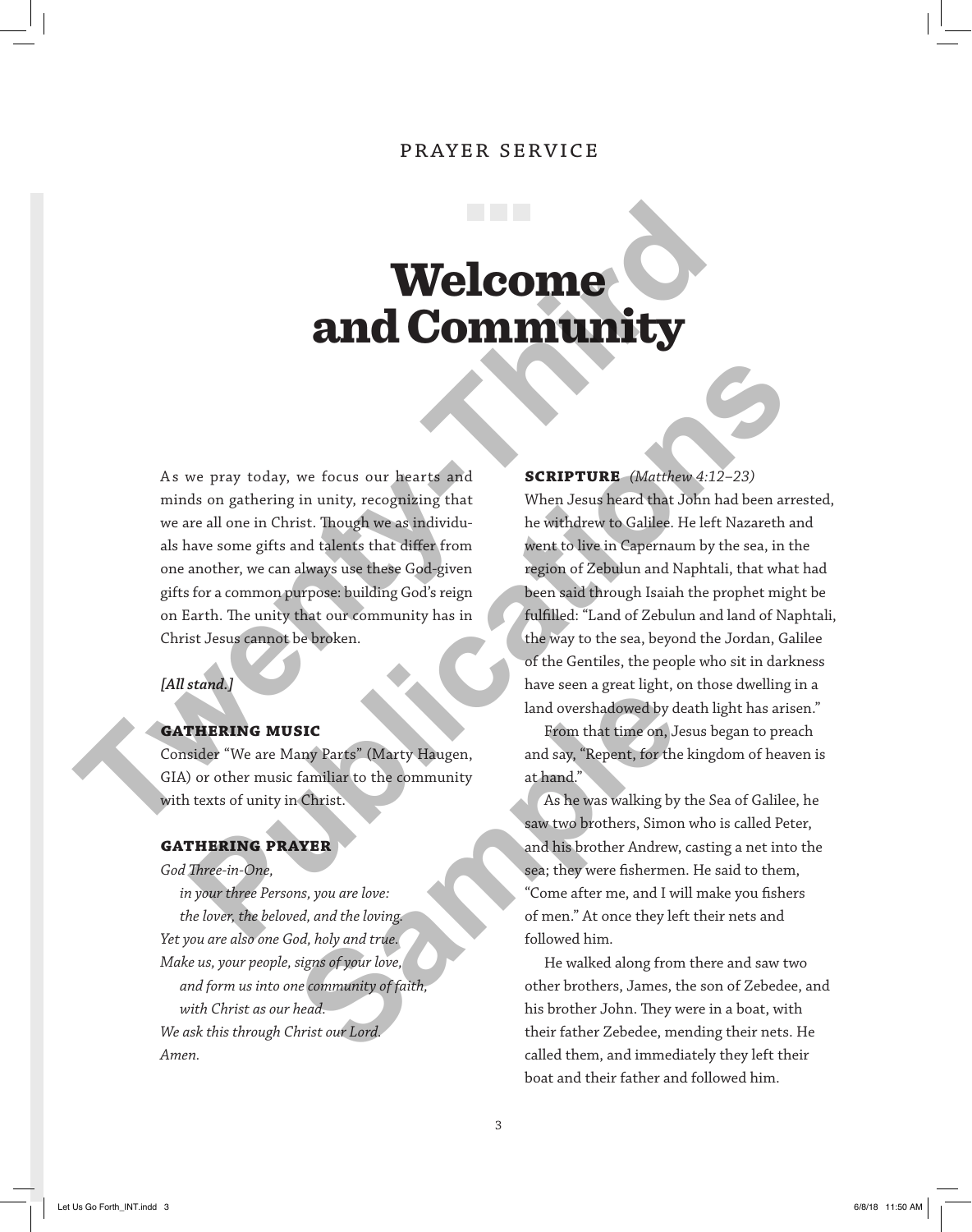PRAYER SERVICE

# Welcome and Community

As we pray today, we focus our hearts and minds on gathering in unity, recognizing that we are all one in Christ. Though we as individuals have some gifts and talents that differ from one another, we can always use these God-given gifts for a common purpose: building God's reign on Earth. The unity that our community has in Christ Jesus cannot be broken.

*[All stand.]*

## GATHERING MUSIC

Consider "We are Many Parts" (Marty Haugen, GIA) or other music familiar to the community with texts of unity in Christ.

## GATHERING PRAYER

*God Three-in-One,*
*in your three Persons, you are love:*
*the lover, the beloved, and the loving.*
*Yet you are also one God, holy and true.*
*Make us, your people, signs of your love,*
*and form us into one community of faith,*
*with Christ as our head.*
*We ask this through Christ our Lord.*
*Amen.*

## SCRIPTURE *(Matthew 4:12–23)*

When Jesus heard that John had been arrested, he withdrew to Galilee. He left Nazareth and went to live in Capernaum by the sea, in the region of Zebulun and Naphtali, that what had been said through Isaiah the prophet might be fulfilled: "Land of Zebulun and land of Naphtali, the way to the sea, beyond the Jordan, Galilee of the Gentiles, the people who sit in darkness have seen a great light, on those dwelling in a land overshadowed by death light has arisen."

From that time on, Jesus began to preach and say, "Repent, for the kingdom of heaven is at hand."

As he was walking by the Sea of Galilee, he saw two brothers, Simon who is called Peter, and his brother Andrew, casting a net into the sea; they were fishermen. He said to them, "Come after me, and I will make you fishers of men." At once they left their nets and followed him.

He walked along from there and saw two other brothers, James, the son of Zebedee, and his brother John. They were in a boat, with their father Zebedee, mending their nets. He called them, and immediately they left their boat and their father and followed him.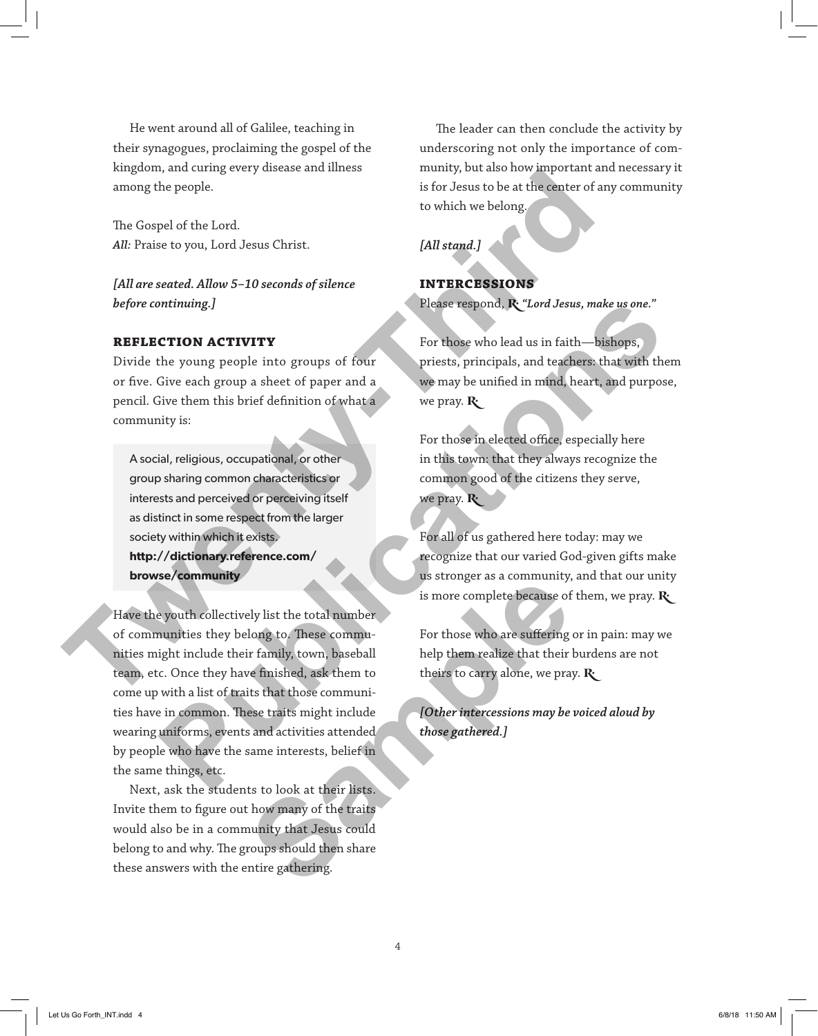He went around all of Galilee, teaching in their synagogues, proclaiming the gospel of the kingdom, and curing every disease and illness among the people.

The Gospel of the Lord.
*All:* Praise to you, Lord Jesus Christ.

*[All are seated. Allow 5–10 seconds of silence before continuing.]*

### REFLECTION ACTIVITY

Divide the young people into groups of four or five. Give each group a sheet of paper and a pencil. Give them this brief definition of what a community is:

> A social, religious, occupational, or other group sharing common characteristics or interests and perceived or perceiving itself as distinct in some respect from the larger society within which it exists.
> **http://dictionary.reference.com/browse/community**

Have the youth collectively list the total number of communities they belong to. These communities might include their family, town, baseball team, etc. Once they have finished, ask them to come up with a list of traits that those communities have in common. These traits might include wearing uniforms, events and activities attended by people who have the same interests, belief in the same things, etc.

Next, ask the students to look at their lists. Invite them to figure out how many of the traits would also be in a community that Jesus could belong to and why. The groups should then share these answers with the entire gathering.

The leader can then conclude the activity by underscoring not only the importance of community, but also how important and necessary it is for Jesus to be at the center of any community to which we belong.

*[All stand.]*

### INTERCESSIONS

Please respond, **℟** *"Lord Jesus, make us one."*

For those who lead us in faith—bishops, priests, principals, and teachers: that with them we may be unified in mind, heart, and purpose, we pray. **℟**

For those in elected office, especially here in this town: that they always recognize the common good of the citizens they serve, we pray. **℟**

For all of us gathered here today: may we recognize that our varied God-given gifts make us stronger as a community, and that our unity is more complete because of them, we pray. **℟**

For those who are suffering or in pain: may we help them realize that their burdens are not theirs to carry alone, we pray. **℟**

*[Other intercessions may be voiced aloud by those gathered.]*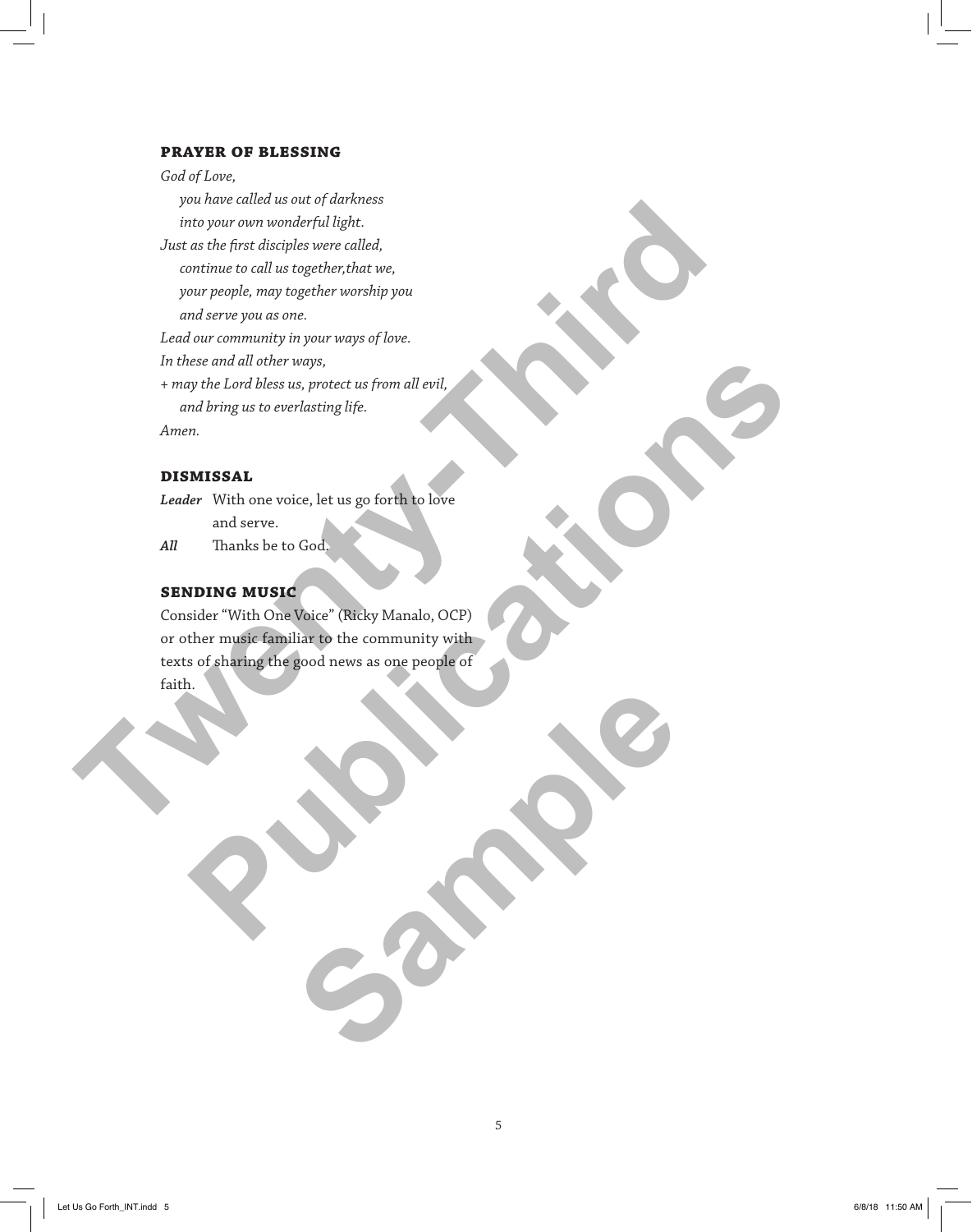### PRAYER OF BLESSING

*God of Love,*
*you have called us out of darkness*
*into your own wonderful light.*
*Just as the first disciples were called,*
*continue to call us together,that we,*
*your people, may together worship you*
*and serve you as one.*
*Lead our community in your ways of love.*
*In these and all other ways,*
*+ may the Lord bless us, protect us from all evil,*
*and bring us to everlasting life.*
*Amen.*

### DISMISSAL

***Leader*** With one voice, let us go forth to love and serve.

***All*** Thanks be to God.

### SENDING MUSIC

Consider "With One Voice" (Ricky Manalo, OCP) or other music familiar to the community with texts of sharing the good news as one people of faith.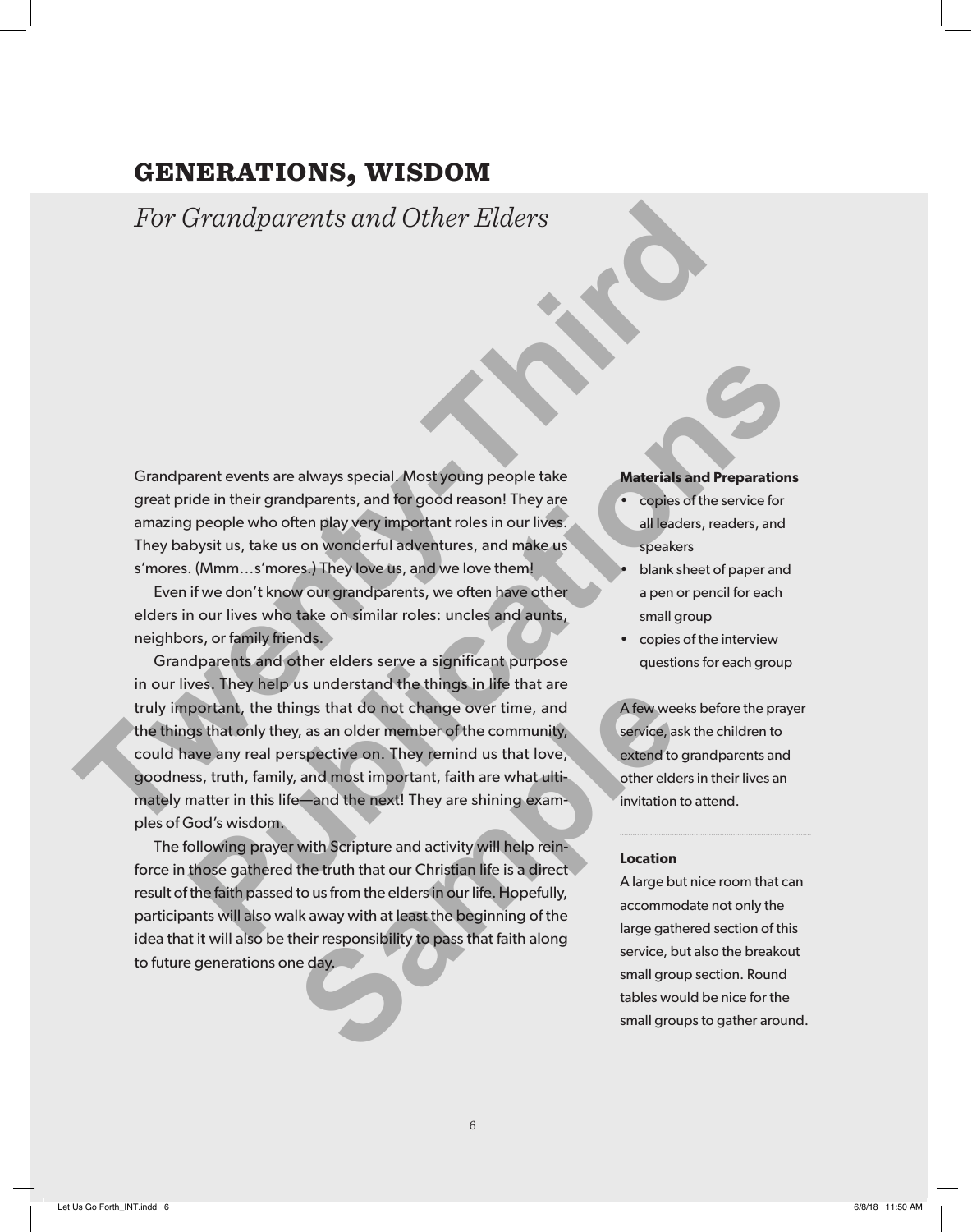## GENERATIONS, WISDOM

*For Grandparents and Other Elders*

Grandparent events are always special. Most young people take great pride in their grandparents, and for good reason! They are amazing people who often play very important roles in our lives. They babysit us, take us on wonderful adventures, and make us s'mores. (Mmm…s'mores.) They love us, and we love them!

Even if we don't know our grandparents, we often have other elders in our lives who take on similar roles: uncles and aunts, neighbors, or family friends.

Grandparents and other elders serve a significant purpose in our lives. They help us understand the things in life that are truly important, the things that do not change over time, and the things that only they, as an older member of the community, could have any real perspective on. They remind us that love, goodness, truth, family, and most important, faith are what ultimately matter in this life—and the next! They are shining examples of God's wisdom.

The following prayer with Scripture and activity will help reinforce in those gathered the truth that our Christian life is a direct result of the faith passed to us from the elders in our life. Hopefully, participants will also walk away with at least the beginning of the idea that it will also be their responsibility to pass that faith along to future generations one day.

**Materials and Preparations**

- copies of the service for all leaders, readers, and speakers
- blank sheet of paper and a pen or pencil for each small group
- copies of the interview questions for each group

A few weeks before the prayer service, ask the children to extend to grandparents and other elders in their lives an invitation to attend.

**Location**

A large but nice room that can accommodate not only the large gathered section of this service, but also the breakout small group section. Round tables would be nice for the small groups to gather around.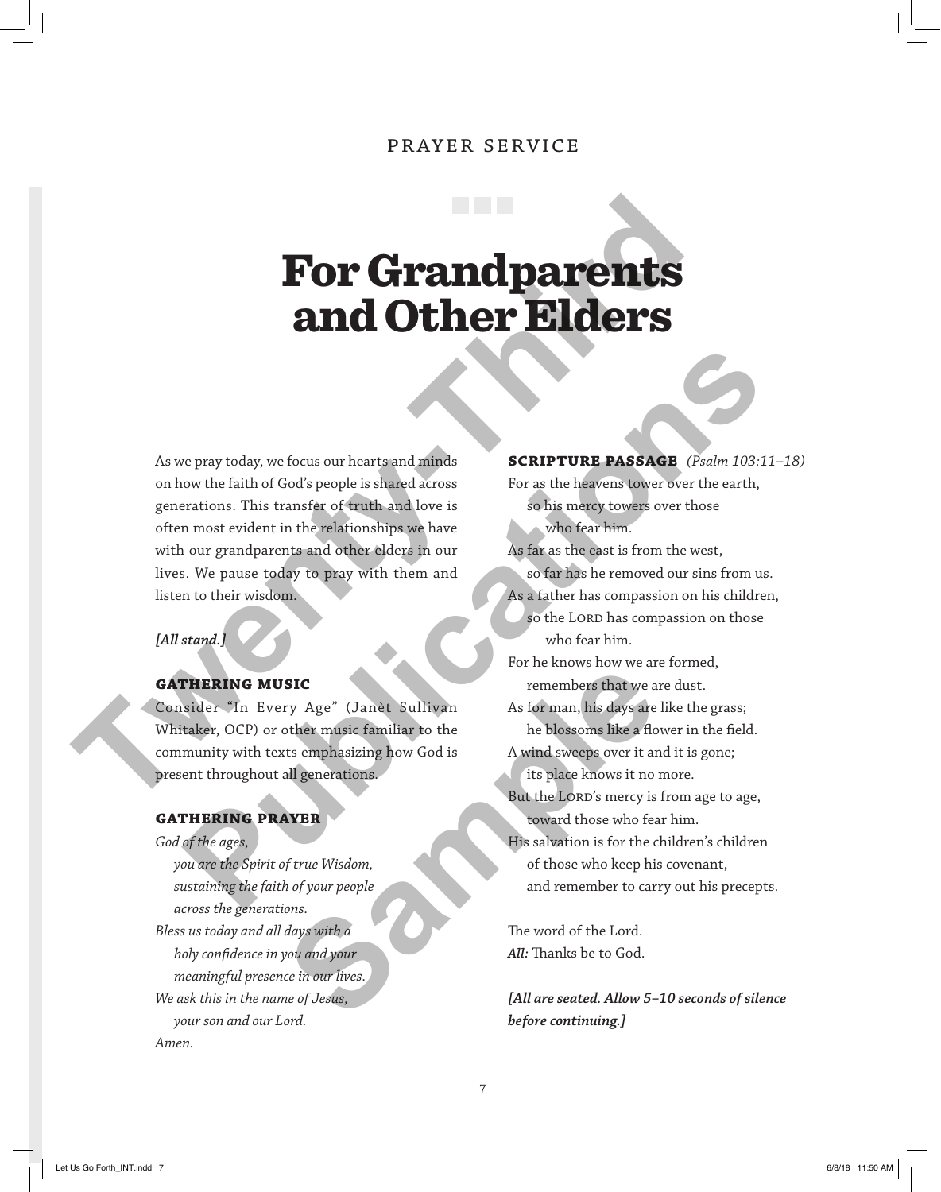PRAYER SERVICE

# For Grandparents and Other Elders

As we pray today, we focus our hearts and minds on how the faith of God's people is shared across generations. This transfer of truth and love is often most evident in the relationships we have with our grandparents and other elders in our lives. We pause today to pray with them and listen to their wisdom.

***[All stand.]***

### GATHERING MUSIC

Consider "In Every Age" (Janèt Sullivan Whitaker, OCP) or other music familiar to the community with texts emphasizing how God is present throughout all generations.

### GATHERING PRAYER

*God of the ages,*
*you are the Spirit of true Wisdom,*
*sustaining the faith of your people*
*across the generations.*
*Bless us today and all days with a*
*holy confidence in you and your*
*meaningful presence in our lives.*
*We ask this in the name of Jesus,*
*your son and our Lord.*
*Amen.*

### SCRIPTURE PASSAGE *(Psalm 103:11–18)*

For as the heavens tower over the earth,
so his mercy towers over those
who fear him.
As far as the east is from the west,
so far has he removed our sins from us.
As a father has compassion on his children,
so the LORD has compassion on those
who fear him.
For he knows how we are formed,
remembers that we are dust.
As for man, his days are like the grass;
he blossoms like a flower in the field.
A wind sweeps over it and it is gone;
its place knows it no more.
But the LORD's mercy is from age to age,
toward those who fear him.
His salvation is for the children's children
of those who keep his covenant,
and remember to carry out his precepts.

The word of the Lord.
***All:*** Thanks be to God.

***[All are seated. Allow 5–10 seconds of silence before continuing.]***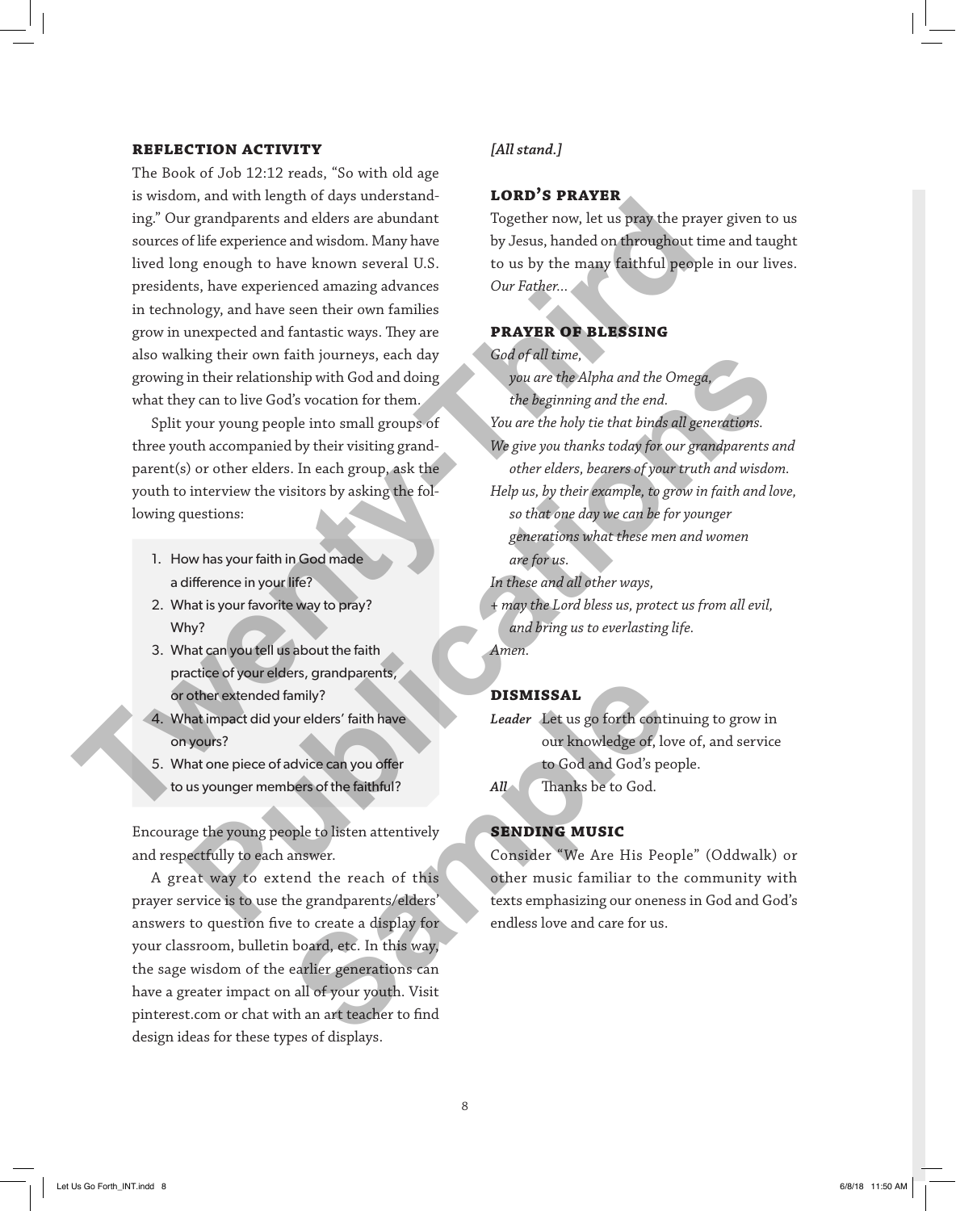### REFLECTION ACTIVITY

The Book of Job 12:12 reads, "So with old age is wisdom, and with length of days understanding." Our grandparents and elders are abundant sources of life experience and wisdom. Many have lived long enough to have known several U.S. presidents, have experienced amazing advances in technology, and have seen their own families grow in unexpected and fantastic ways. They are also walking their own faith journeys, each day growing in their relationship with God and doing what they can to live God's vocation for them.

Split your young people into small groups of three youth accompanied by their visiting grandparent(s) or other elders. In each group, ask the youth to interview the visitors by asking the following questions:

1. How has your faith in God made a difference in your life?
2. What is your favorite way to pray? Why?
3. What can you tell us about the faith practice of your elders, grandparents, or other extended family?
4. What impact did your elders' faith have on yours?
5. What one piece of advice can you offer to us younger members of the faithful?

Encourage the young people to listen attentively and respectfully to each answer.

A great way to extend the reach of this prayer service is to use the grandparents/elders' answers to question five to create a display for your classroom, bulletin board, etc. In this way, the sage wisdom of the earlier generations can have a greater impact on all of your youth. Visit pinterest.com or chat with an art teacher to find design ideas for these types of displays.

*[All stand.]*

### LORD'S PRAYER

Together now, let us pray the prayer given to us by Jesus, handed on throughout time and taught to us by the many faithful people in our lives. *Our Father...*

### PRAYER OF BLESSING

*God of all time,*
*you are the Alpha and the Omega,*
*the beginning and the end.*
*You are the holy tie that binds all generations.*
*We give you thanks today for our grandparents and other elders, bearers of your truth and wisdom.*
*Help us, by their example, to grow in faith and love, so that one day we can be for younger generations what these men and women are for us.*
*In these and all other ways,*
*+ may the Lord bless us, protect us from all evil, and bring us to everlasting life.*
*Amen.*

### DISMISSAL

***Leader*** Let us go forth continuing to grow in our knowledge of, love of, and service to God and God's people.

***All*** Thanks be to God.

### SENDING MUSIC

Consider "We Are His People" (Oddwalk) or other music familiar to the community with texts emphasizing our oneness in God and God's endless love and care for us.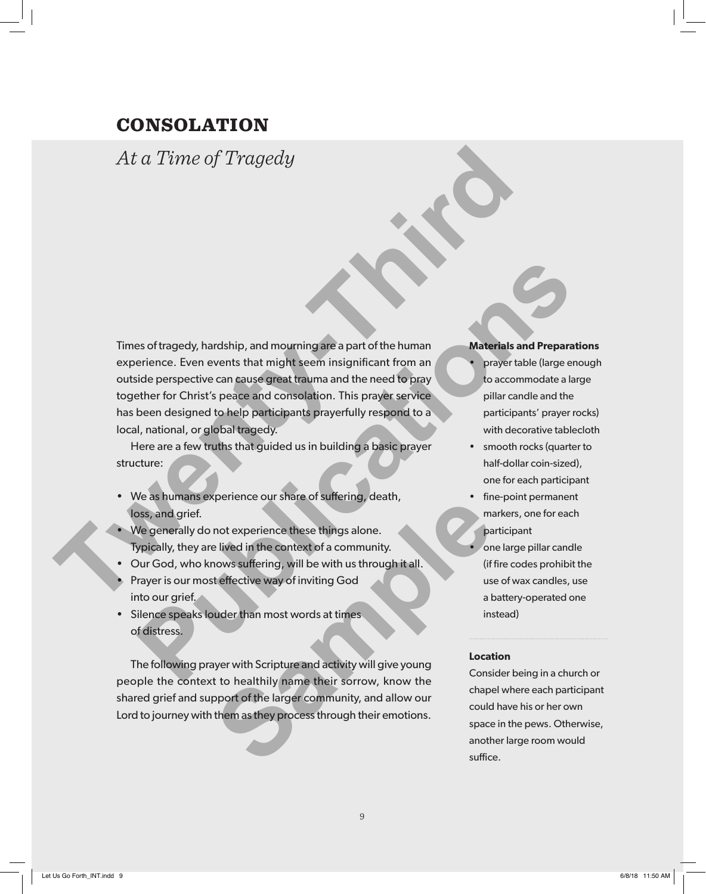# CONSOLATION

## *At a Time of Tragedy*

Times of tragedy, hardship, and mourning are a part of the human experience. Even events that might seem insignificant from an outside perspective can cause great trauma and the need to pray together for Christ's peace and consolation. This prayer service has been designed to help participants prayerfully respond to a local, national, or global tragedy.

Here are a few truths that guided us in building a basic prayer structure:

- We as humans experience our share of suffering, death, loss, and grief.
- We generally do not experience these things alone. Typically, they are lived in the context of a community.
- Our God, who knows suffering, will be with us through it all.
- Prayer is our most effective way of inviting God into our grief.
- Silence speaks louder than most words at times of distress.

The following prayer with Scripture and activity will give young people the context to healthily name their sorrow, know the shared grief and support of the larger community, and allow our Lord to journey with them as they process through their emotions.

**Materials and Preparations**

- prayer table (large enough to accommodate a large pillar candle and the participants' prayer rocks) with decorative tablecloth
- smooth rocks (quarter to half-dollar coin-sized), one for each participant
- fine-point permanent markers, one for each participant
- one large pillar candle (if fire codes prohibit the use of wax candles, use a battery-operated one instead)

**Location**

Consider being in a church or chapel where each participant could have his or her own space in the pews. Otherwise, another large room would suffice.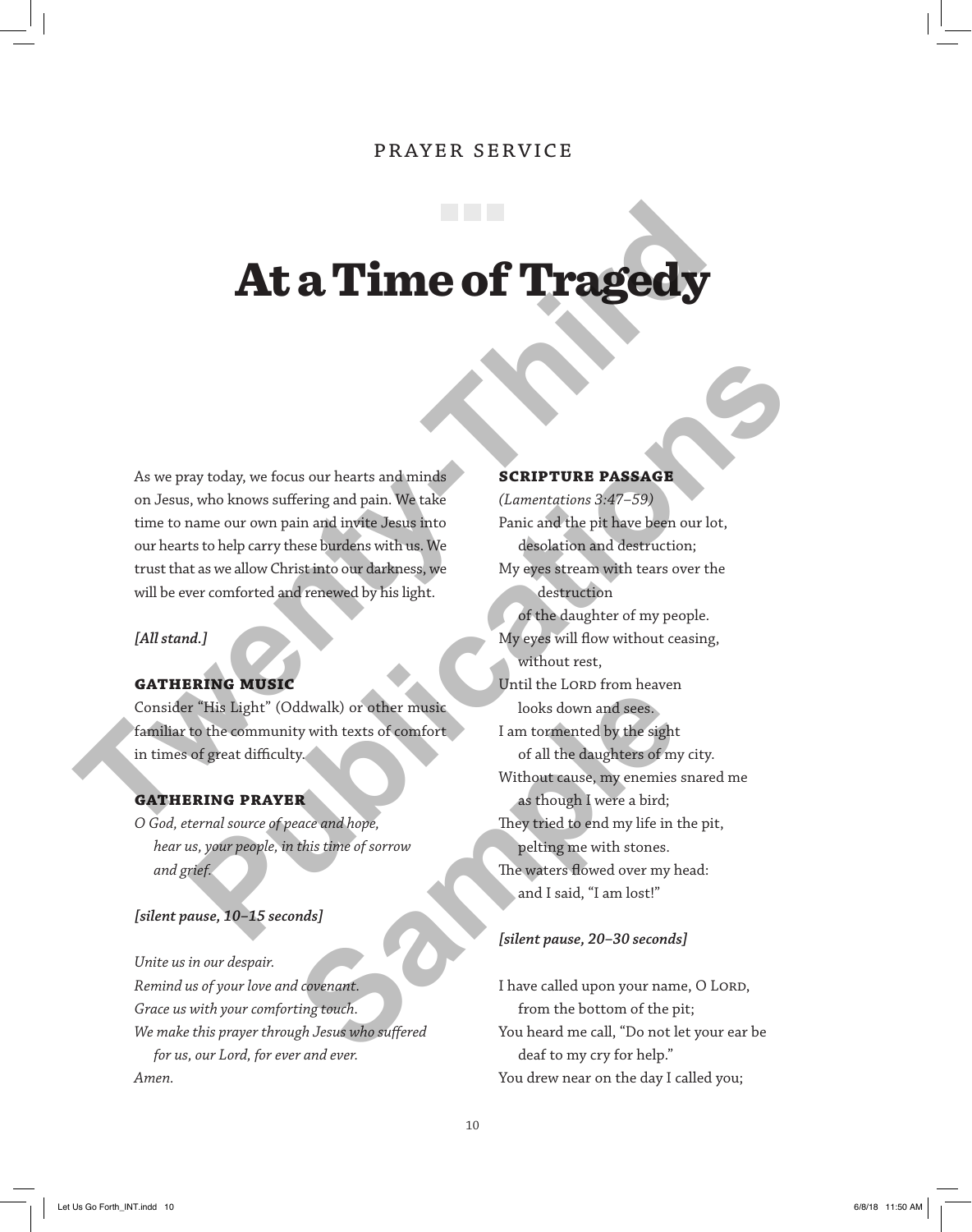PRAYER SERVICE

# At a Time of Tragedy

As we pray today, we focus our hearts and minds on Jesus, who knows suffering and pain. We take time to name our own pain and invite Jesus into our hearts to help carry these burdens with us. We trust that as we allow Christ into our darkness, we will be ever comforted and renewed by his light.

***[All stand.]***

## GATHERING MUSIC

Consider "His Light" (Oddwalk) or other music familiar to the community with texts of comfort in times of great difficulty.

## GATHERING PRAYER

*O God, eternal source of peace and hope,*
*hear us, your people, in this time of sorrow and grief.*

***[silent pause, 10–15 seconds]***

*Unite us in our despair.*
*Remind us of your love and covenant.*
*Grace us with your comforting touch.*
*We make this prayer through Jesus who suffered for us, our Lord, for ever and ever.*
*Amen.*

## SCRIPTURE PASSAGE

*(Lamentations 3:47–59)*

Panic and the pit have been our lot,
desolation and destruction;
My eyes stream with tears over the destruction
of the daughter of my people.
My eyes will flow without ceasing,
without rest,
Until the LORD from heaven
looks down and sees.
I am tormented by the sight
of all the daughters of my city.
Without cause, my enemies snared me
as though I were a bird;
They tried to end my life in the pit,
pelting me with stones.
The waters flowed over my head:
and I said, "I am lost!"

***[silent pause, 20–30 seconds]***

I have called upon your name, O LORD,
from the bottom of the pit;
You heard me call, "Do not let your ear be
deaf to my cry for help."
You drew near on the day I called you;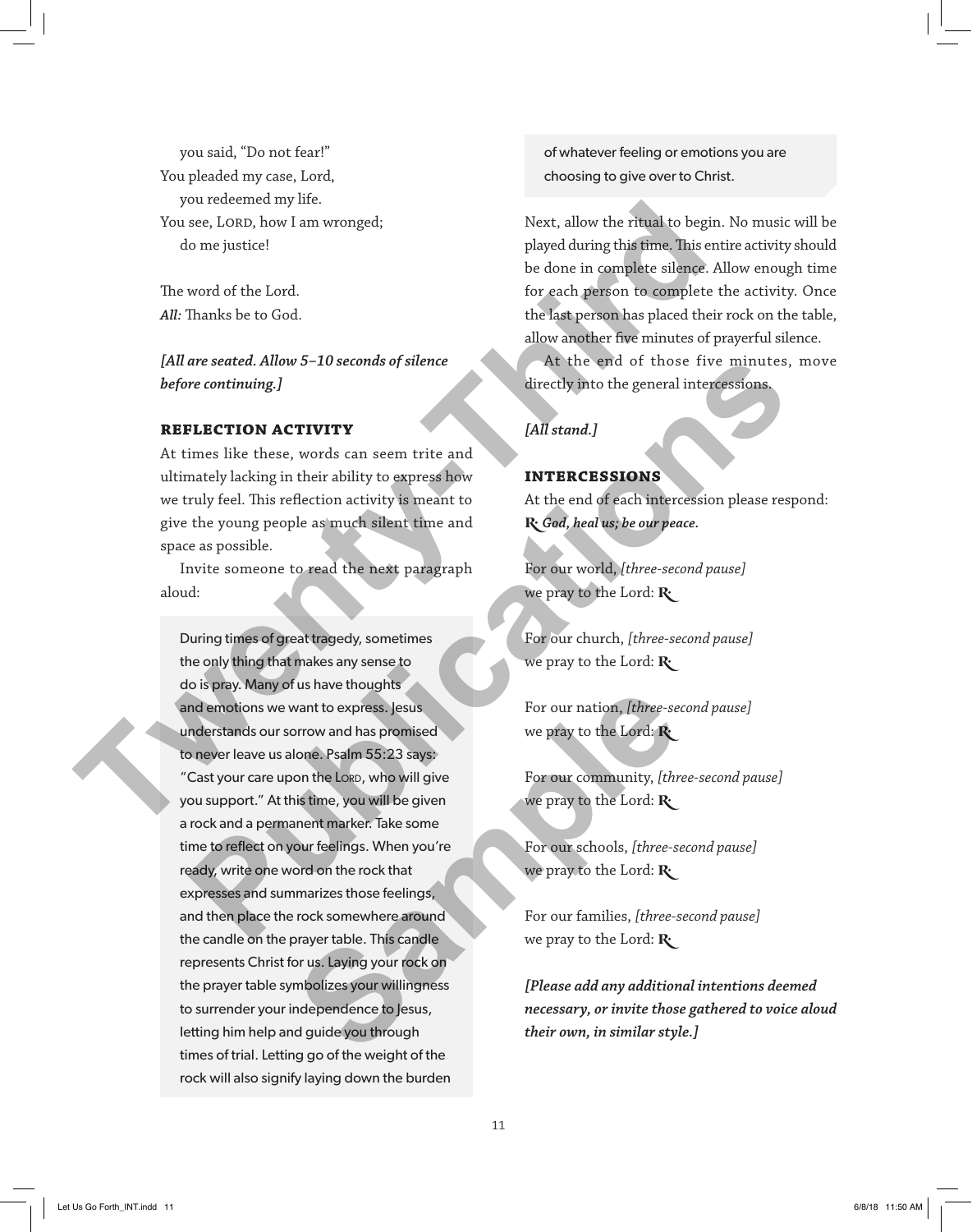you said, "Do not fear!"
You pleaded my case, Lord,
you redeemed my life.
You see, LORD, how I am wronged;
do me justice!

The word of the Lord.
*All:* Thanks be to God.

***[All are seated. Allow 5–10 seconds of silence before continuing.]***

### REFLECTION ACTIVITY

At times like these, words can seem trite and ultimately lacking in their ability to express how we truly feel. This reflection activity is meant to give the young people as much silent time and space as possible.

Invite someone to read the next paragraph aloud:

> During times of great tragedy, sometimes the only thing that makes any sense to do is pray. Many of us have thoughts and emotions we want to express. Jesus understands our sorrow and has promised to never leave us alone. Psalm 55:23 says: "Cast your care upon the LORD, who will give you support." At this time, you will be given a rock and a permanent marker. Take some time to reflect on your feelings. When you're ready, write one word on the rock that expresses and summarizes those feelings, and then place the rock somewhere around the candle on the prayer table. This candle represents Christ for us. Laying your rock on the prayer table symbolizes your willingness to surrender your independence to Jesus, letting him help and guide you through times of trial. Letting go of the weight of the rock will also signify laying down the burden of whatever feeling or emotions you are choosing to give over to Christ.

Next, allow the ritual to begin. No music will be played during this time. This entire activity should be done in complete silence. Allow enough time for each person to complete the activity. Once the last person has placed their rock on the table, allow another five minutes of prayerful silence.

At the end of those five minutes, move directly into the general intercessions.

***[All stand.]***

### INTERCESSIONS

At the end of each intercession please respond:
**℟** ***God, heal us; be our peace.***

For our world, *[three-second pause]*
we pray to the Lord: **℟**

For our church, *[three-second pause]*
we pray to the Lord: **℟**

For our nation, *[three-second pause]*
we pray to the Lord: **℟**

For our community, *[three-second pause]*
we pray to the Lord: **℟**

For our schools, *[three-second pause]*
we pray to the Lord: **℟**

For our families, *[three-second pause]*
we pray to the Lord: **℟**

***[Please add any additional intentions deemed necessary, or invite those gathered to voice aloud their own, in similar style.]***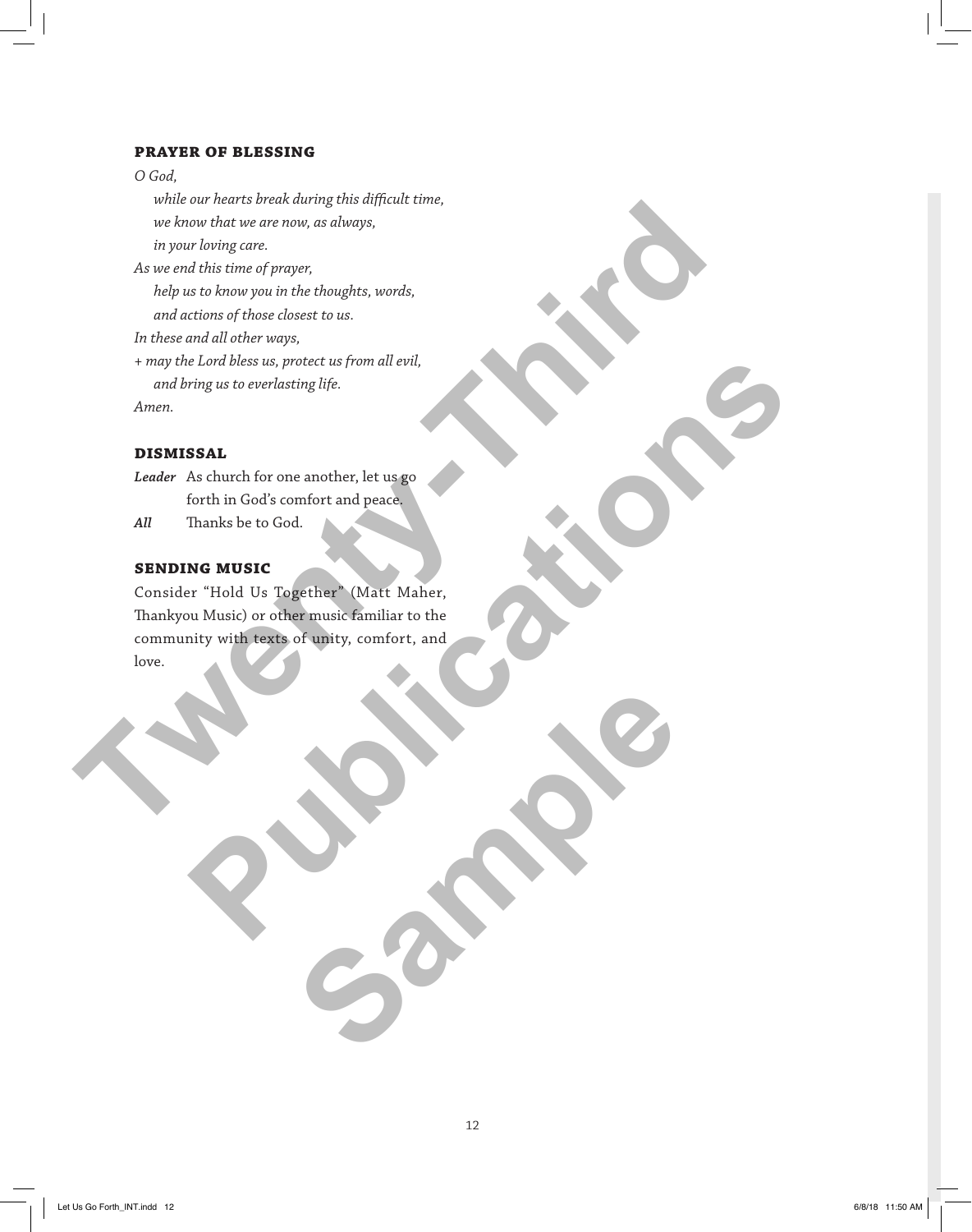### PRAYER OF BLESSING

*O God,*
*while our hearts break during this difficult time,*
*we know that we are now, as always,*
*in your loving care.*
*As we end this time of prayer,*
*help us to know you in the thoughts, words,*
*and actions of those closest to us.*
*In these and all other ways,*
*+ may the Lord bless us, protect us from all evil,*
*and bring us to everlasting life.*
*Amen.*

### DISMISSAL

***Leader*** As church for one another, let us go forth in God's comfort and peace.

***All*** Thanks be to God.

### SENDING MUSIC

Consider "Hold Us Together" (Matt Maher, Thankyou Music) or other music familiar to the community with texts of unity, comfort, and love.